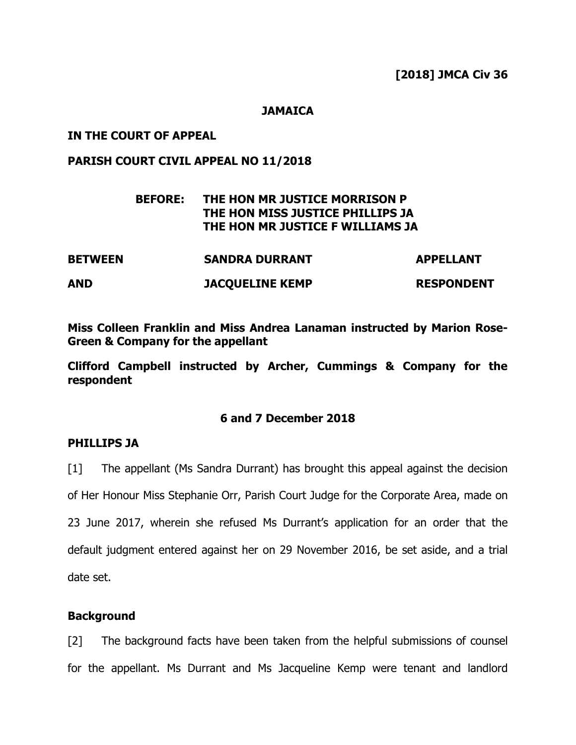**[2018] JMCA Civ 36**

**JAMAICA**

**IN THE COURT OF APPEAL**

**PARISH COURT CIVIL APPEAL NO 11/2018**

**BEFORE: THE HON MR JUSTICE MORRISON P**
**THE HON MISS JUSTICE PHILLIPS JA**
**THE HON MR JUSTICE F WILLIAMS JA**

| | | |
|---|---|---|
| **BETWEEN** | **SANDRA DURRANT** | **APPELLANT** |
| **AND** | **JACQUELINE KEMP** | **RESPONDENT** |

**Miss Colleen Franklin and Miss Andrea Lanaman instructed by Marion Rose-Green & Company for the appellant**

**Clifford Campbell instructed by Archer, Cummings & Company for the respondent**

**6 and 7 December 2018**

**PHILLIPS JA**

[1] The appellant (Ms Sandra Durrant) has brought this appeal against the decision of Her Honour Miss Stephanie Orr, Parish Court Judge for the Corporate Area, made on 23 June 2017, wherein she refused Ms Durrant's application for an order that the default judgment entered against her on 29 November 2016, be set aside, and a trial date set.

**Background**

[2] The background facts have been taken from the helpful submissions of counsel for the appellant. Ms Durrant and Ms Jacqueline Kemp were tenant and landlord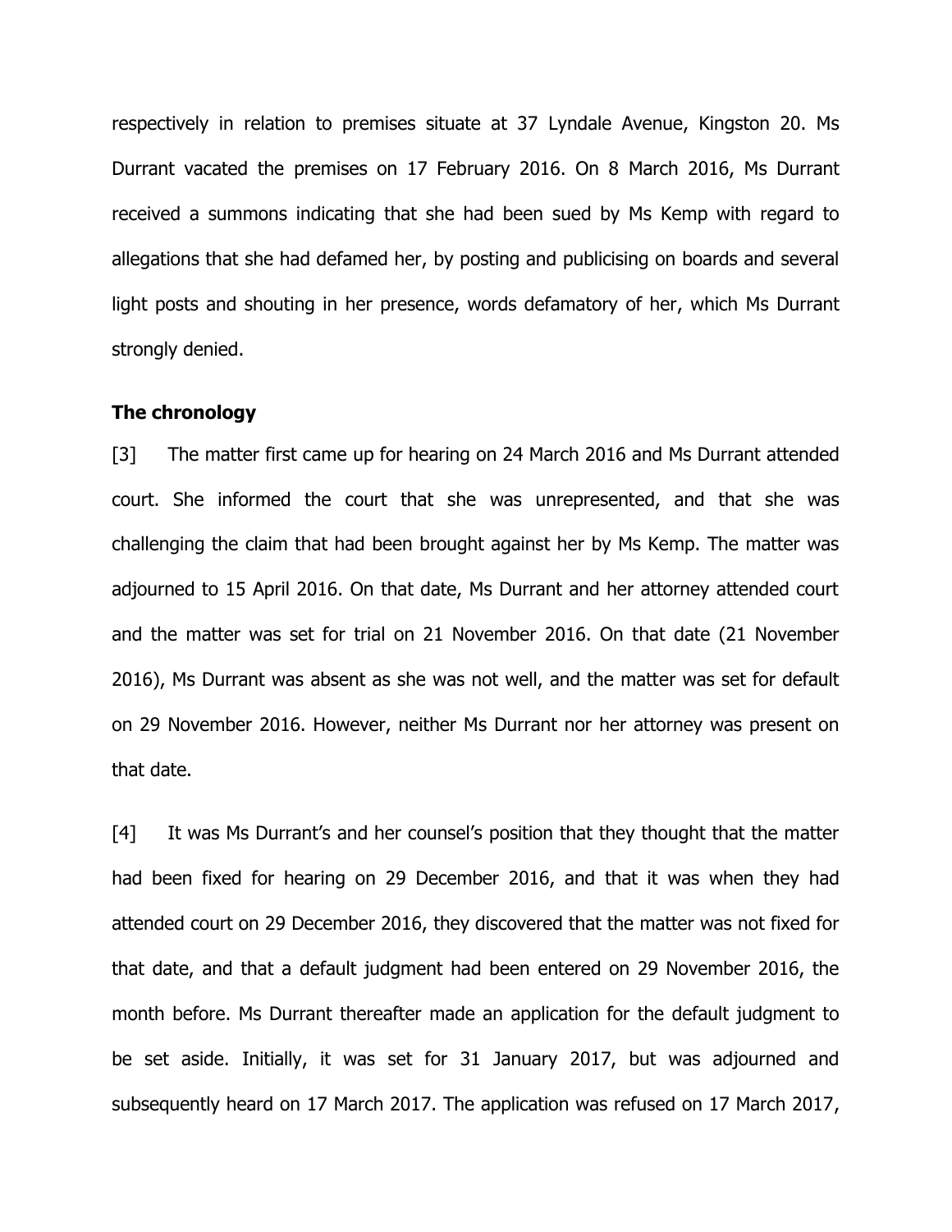respectively in relation to premises situate at 37 Lyndale Avenue, Kingston 20. Ms Durrant vacated the premises on 17 February 2016. On 8 March 2016, Ms Durrant received a summons indicating that she had been sued by Ms Kemp with regard to allegations that she had defamed her, by posting and publicising on boards and several light posts and shouting in her presence, words defamatory of her, which Ms Durrant strongly denied.

**The chronology**

[3] The matter first came up for hearing on 24 March 2016 and Ms Durrant attended court. She informed the court that she was unrepresented, and that she was challenging the claim that had been brought against her by Ms Kemp. The matter was adjourned to 15 April 2016. On that date, Ms Durrant and her attorney attended court and the matter was set for trial on 21 November 2016. On that date (21 November 2016), Ms Durrant was absent as she was not well, and the matter was set for default on 29 November 2016. However, neither Ms Durrant nor her attorney was present on that date.

[4] It was Ms Durrant's and her counsel's position that they thought that the matter had been fixed for hearing on 29 December 2016, and that it was when they had attended court on 29 December 2016, they discovered that the matter was not fixed for that date, and that a default judgment had been entered on 29 November 2016, the month before. Ms Durrant thereafter made an application for the default judgment to be set aside. Initially, it was set for 31 January 2017, but was adjourned and subsequently heard on 17 March 2017. The application was refused on 17 March 2017,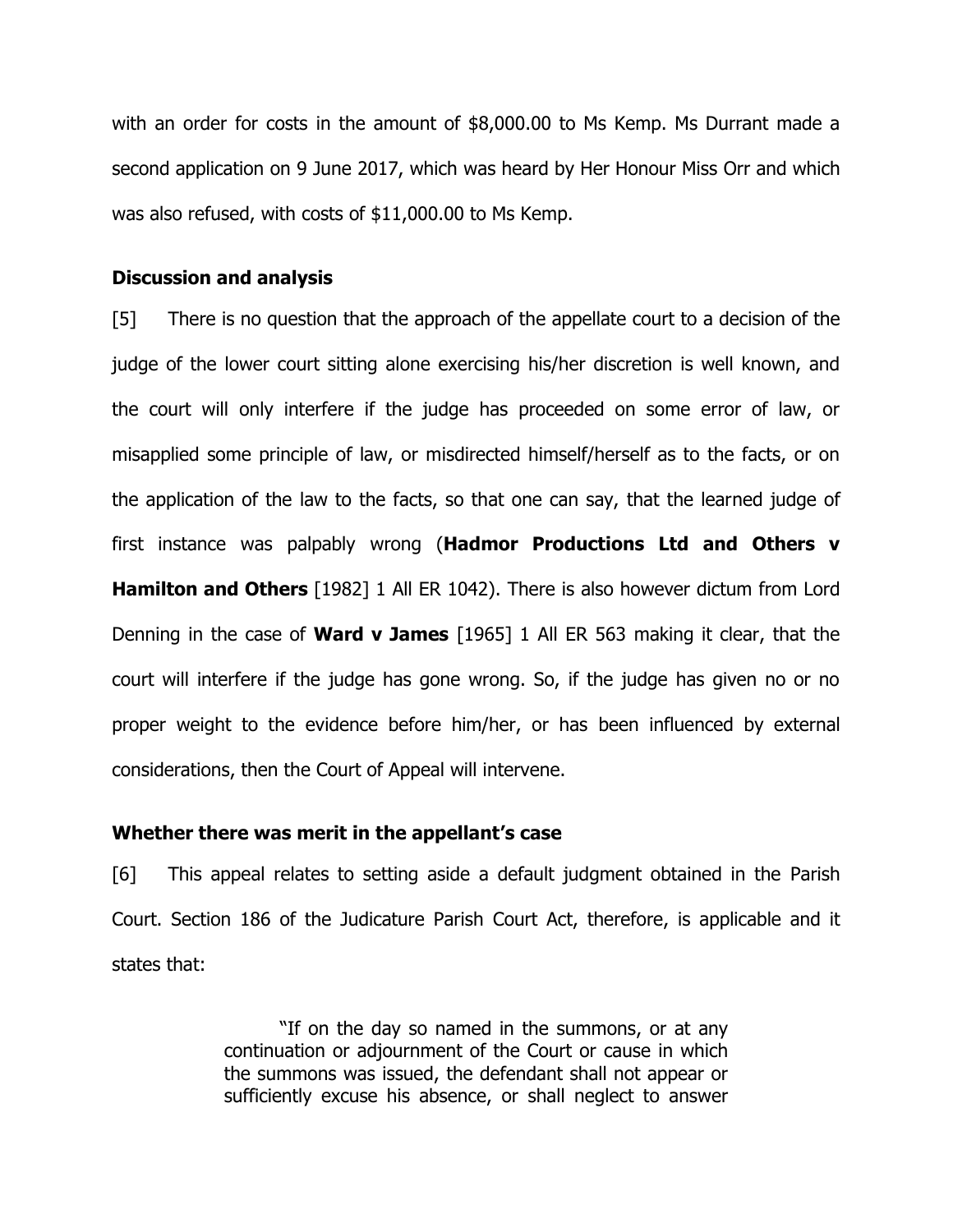with an order for costs in the amount of $8,000.00 to Ms Kemp. Ms Durrant made a second application on 9 June 2017, which was heard by Her Honour Miss Orr and which was also refused, with costs of $11,000.00 to Ms Kemp.

**Discussion and analysis**

[5] There is no question that the approach of the appellate court to a decision of the judge of the lower court sitting alone exercising his/her discretion is well known, and the court will only interfere if the judge has proceeded on some error of law, or misapplied some principle of law, or misdirected himself/herself as to the facts, or on the application of the law to the facts, so that one can say, that the learned judge of first instance was palpably wrong (**Hadmor Productions Ltd and Others v Hamilton and Others** [1982] 1 All ER 1042). There is also however dictum from Lord Denning in the case of **Ward v James** [1965] 1 All ER 563 making it clear, that the court will interfere if the judge has gone wrong. So, if the judge has given no or no proper weight to the evidence before him/her, or has been influenced by external considerations, then the Court of Appeal will intervene.

**Whether there was merit in the appellant's case**

[6] This appeal relates to setting aside a default judgment obtained in the Parish Court. Section 186 of the Judicature Parish Court Act, therefore, is applicable and it states that:

> "If on the day so named in the summons, or at any continuation or adjournment of the Court or cause in which the summons was issued, the defendant shall not appear or sufficiently excuse his absence, or shall neglect to answer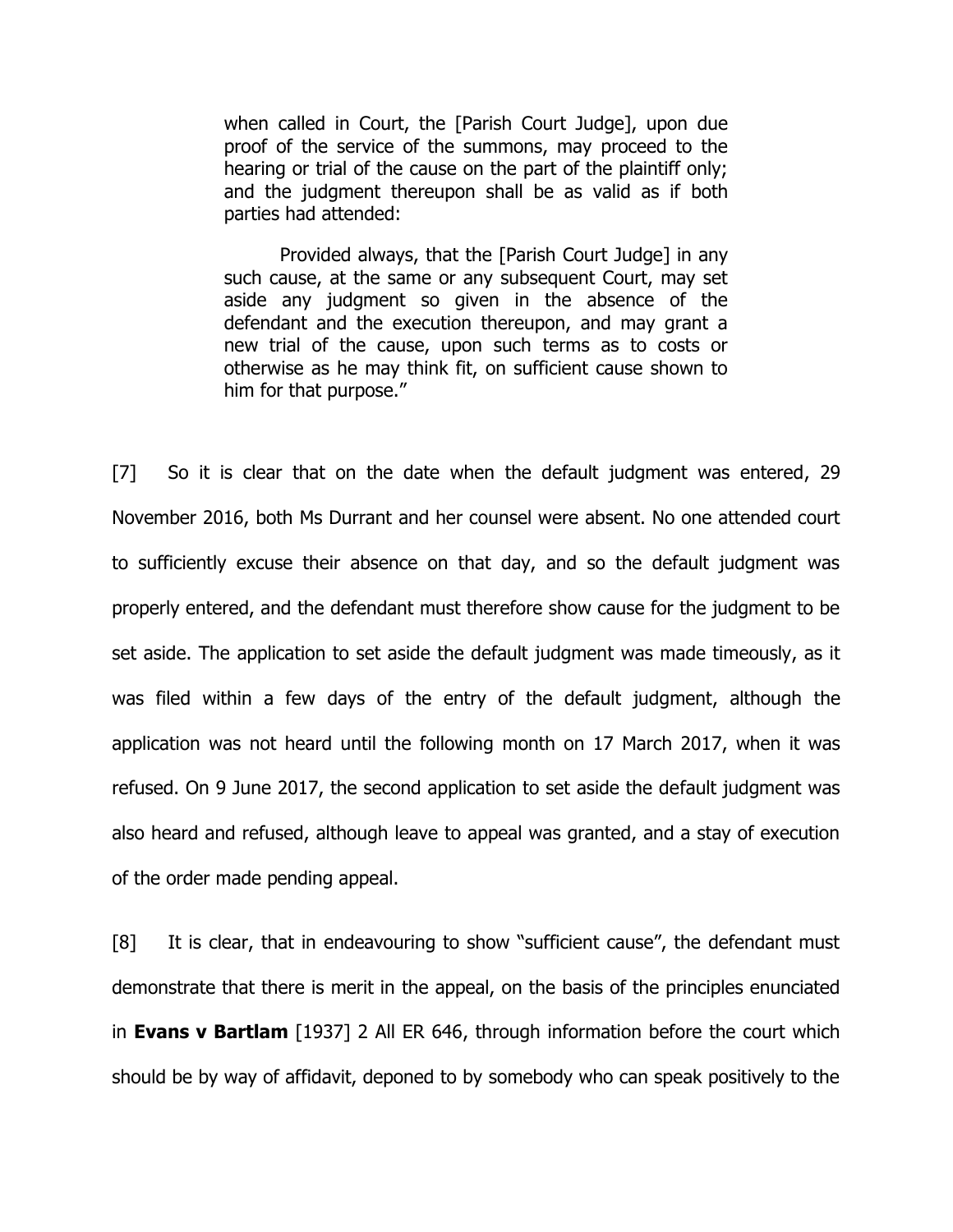> when called in Court, the [Parish Court Judge], upon due proof of the service of the summons, may proceed to the hearing or trial of the cause on the part of the plaintiff only; and the judgment thereupon shall be as valid as if both parties had attended:
>
> Provided always, that the [Parish Court Judge] in any such cause, at the same or any subsequent Court, may set aside any judgment so given in the absence of the defendant and the execution thereupon, and may grant a new trial of the cause, upon such terms as to costs or otherwise as he may think fit, on sufficient cause shown to him for that purpose."

[7] So it is clear that on the date when the default judgment was entered, 29 November 2016, both Ms Durrant and her counsel were absent. No one attended court to sufficiently excuse their absence on that day, and so the default judgment was properly entered, and the defendant must therefore show cause for the judgment to be set aside. The application to set aside the default judgment was made timeously, as it was filed within a few days of the entry of the default judgment, although the application was not heard until the following month on 17 March 2017, when it was refused. On 9 June 2017, the second application to set aside the default judgment was also heard and refused, although leave to appeal was granted, and a stay of execution of the order made pending appeal.

[8] It is clear, that in endeavouring to show "sufficient cause", the defendant must demonstrate that there is merit in the appeal, on the basis of the principles enunciated in **Evans v Bartlam** [1937] 2 All ER 646, through information before the court which should be by way of affidavit, deponed to by somebody who can speak positively to the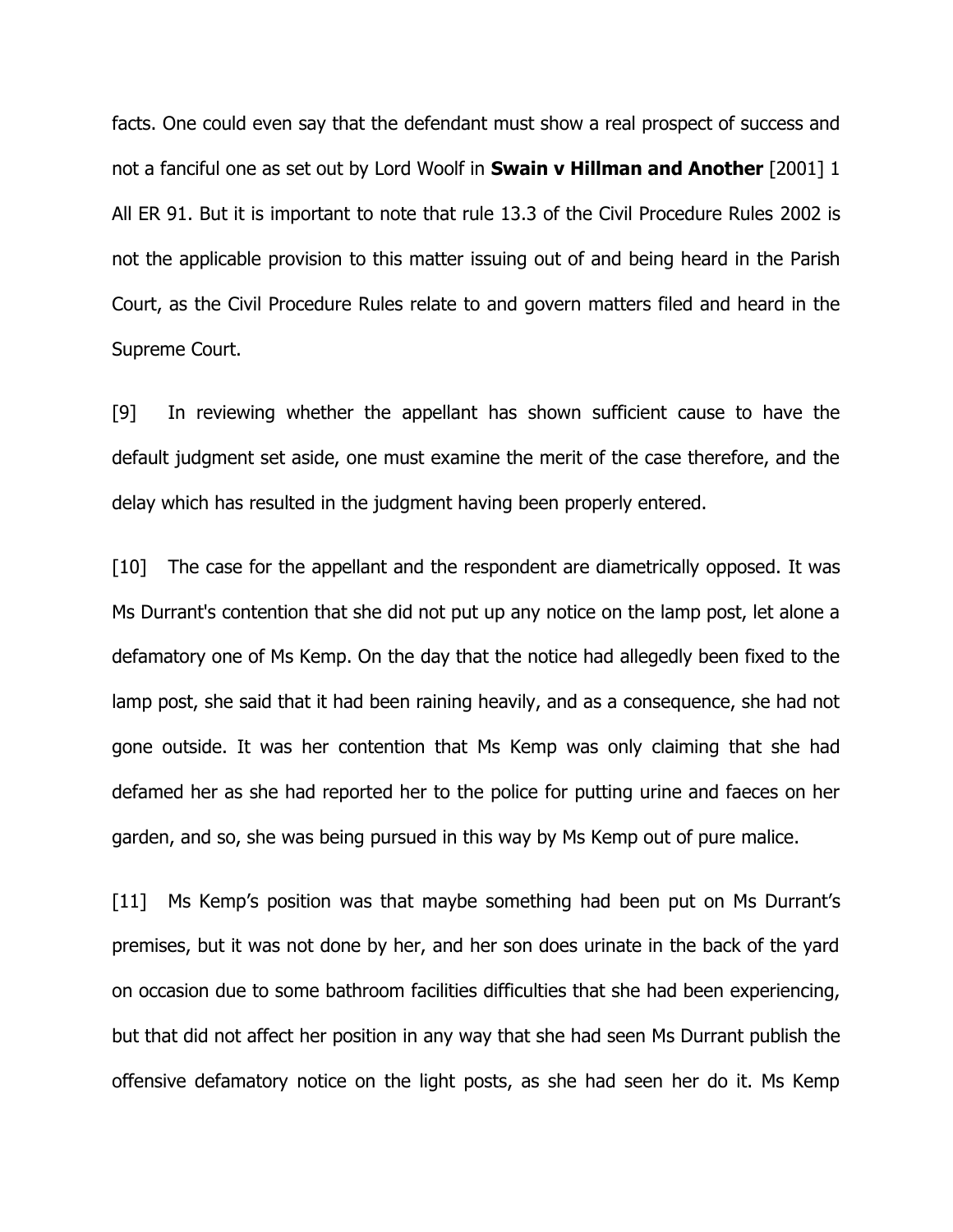facts. One could even say that the defendant must show a real prospect of success and not a fanciful one as set out by Lord Woolf in **Swain v Hillman and Another** [2001] 1 All ER 91. But it is important to note that rule 13.3 of the Civil Procedure Rules 2002 is not the applicable provision to this matter issuing out of and being heard in the Parish Court, as the Civil Procedure Rules relate to and govern matters filed and heard in the Supreme Court.

[9] In reviewing whether the appellant has shown sufficient cause to have the default judgment set aside, one must examine the merit of the case therefore, and the delay which has resulted in the judgment having been properly entered.

[10] The case for the appellant and the respondent are diametrically opposed. It was Ms Durrant's contention that she did not put up any notice on the lamp post, let alone a defamatory one of Ms Kemp. On the day that the notice had allegedly been fixed to the lamp post, she said that it had been raining heavily, and as a consequence, she had not gone outside. It was her contention that Ms Kemp was only claiming that she had defamed her as she had reported her to the police for putting urine and faeces on her garden, and so, she was being pursued in this way by Ms Kemp out of pure malice.

[11] Ms Kemp's position was that maybe something had been put on Ms Durrant's premises, but it was not done by her, and her son does urinate in the back of the yard on occasion due to some bathroom facilities difficulties that she had been experiencing, but that did not affect her position in any way that she had seen Ms Durrant publish the offensive defamatory notice on the light posts, as she had seen her do it. Ms Kemp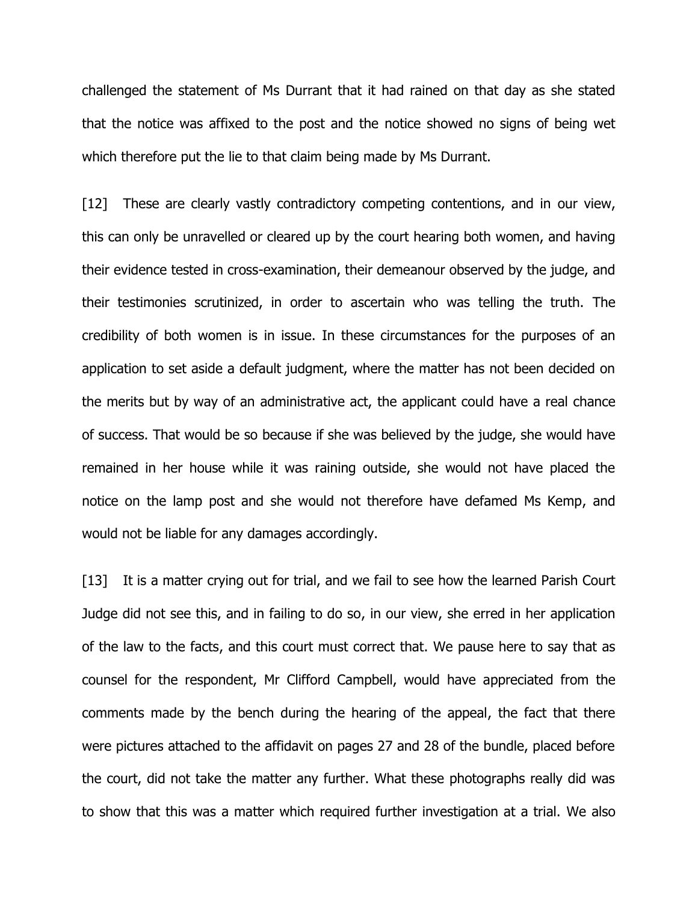challenged the statement of Ms Durrant that it had rained on that day as she stated that the notice was affixed to the post and the notice showed no signs of being wet which therefore put the lie to that claim being made by Ms Durrant.

[12] These are clearly vastly contradictory competing contentions, and in our view, this can only be unravelled or cleared up by the court hearing both women, and having their evidence tested in cross-examination, their demeanour observed by the judge, and their testimonies scrutinized, in order to ascertain who was telling the truth. The credibility of both women is in issue. In these circumstances for the purposes of an application to set aside a default judgment, where the matter has not been decided on the merits but by way of an administrative act, the applicant could have a real chance of success. That would be so because if she was believed by the judge, she would have remained in her house while it was raining outside, she would not have placed the notice on the lamp post and she would not therefore have defamed Ms Kemp, and would not be liable for any damages accordingly.

[13] It is a matter crying out for trial, and we fail to see how the learned Parish Court Judge did not see this, and in failing to do so, in our view, she erred in her application of the law to the facts, and this court must correct that. We pause here to say that as counsel for the respondent, Mr Clifford Campbell, would have appreciated from the comments made by the bench during the hearing of the appeal, the fact that there were pictures attached to the affidavit on pages 27 and 28 of the bundle, placed before the court, did not take the matter any further. What these photographs really did was to show that this was a matter which required further investigation at a trial. We also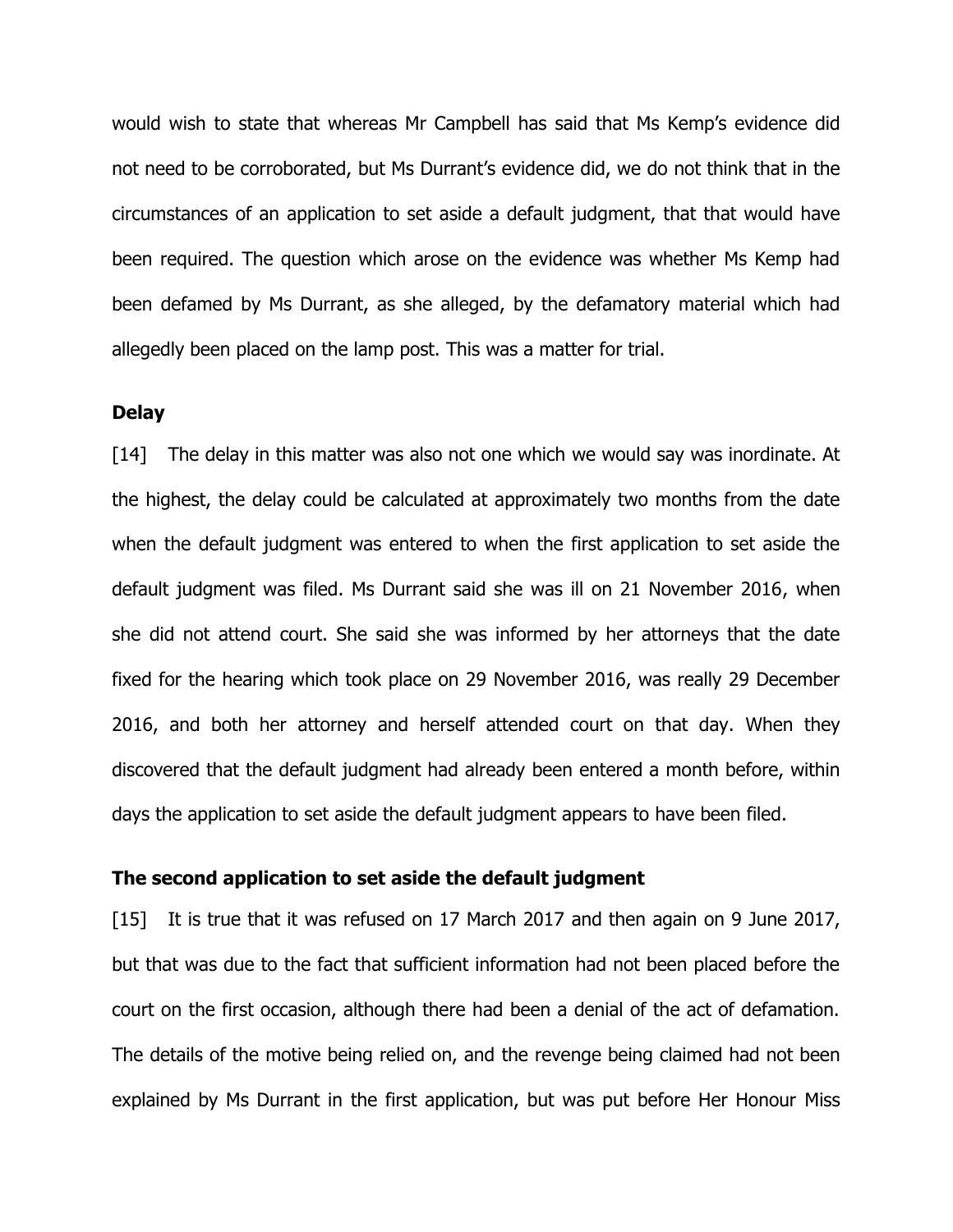would wish to state that whereas Mr Campbell has said that Ms Kemp's evidence did not need to be corroborated, but Ms Durrant's evidence did, we do not think that in the circumstances of an application to set aside a default judgment, that that would have been required. The question which arose on the evidence was whether Ms Kemp had been defamed by Ms Durrant, as she alleged, by the defamatory material which had allegedly been placed on the lamp post. This was a matter for trial.

**Delay**

[14] The delay in this matter was also not one which we would say was inordinate. At the highest, the delay could be calculated at approximately two months from the date when the default judgment was entered to when the first application to set aside the default judgment was filed. Ms Durrant said she was ill on 21 November 2016, when she did not attend court. She said she was informed by her attorneys that the date fixed for the hearing which took place on 29 November 2016, was really 29 December 2016, and both her attorney and herself attended court on that day. When they discovered that the default judgment had already been entered a month before, within days the application to set aside the default judgment appears to have been filed.

**The second application to set aside the default judgment**

[15] It is true that it was refused on 17 March 2017 and then again on 9 June 2017, but that was due to the fact that sufficient information had not been placed before the court on the first occasion, although there had been a denial of the act of defamation. The details of the motive being relied on, and the revenge being claimed had not been explained by Ms Durrant in the first application, but was put before Her Honour Miss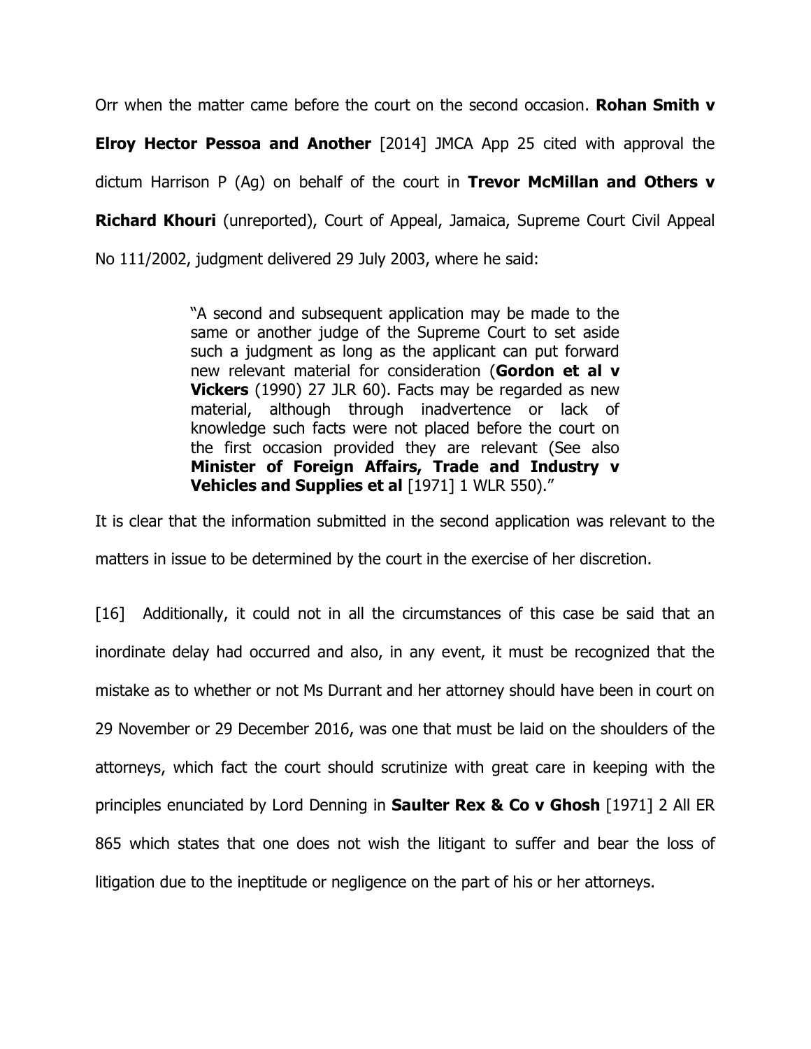Orr when the matter came before the court on the second occasion. **Rohan Smith v Elroy Hector Pessoa and Another** [2014] JMCA App 25 cited with approval the dictum Harrison P (Ag) on behalf of the court in **Trevor McMillan and Others v Richard Khouri** (unreported), Court of Appeal, Jamaica, Supreme Court Civil Appeal No 111/2002, judgment delivered 29 July 2003, where he said:

> "A second and subsequent application may be made to the same or another judge of the Supreme Court to set aside such a judgment as long as the applicant can put forward new relevant material for consideration (**Gordon et al v Vickers** (1990) 27 JLR 60). Facts may be regarded as new material, although through inadvertence or lack of knowledge such facts were not placed before the court on the first occasion provided they are relevant (See also **Minister of Foreign Affairs, Trade and Industry v Vehicles and Supplies et al** [1971] 1 WLR 550)."

It is clear that the information submitted in the second application was relevant to the matters in issue to be determined by the court in the exercise of her discretion.

[16] Additionally, it could not in all the circumstances of this case be said that an inordinate delay had occurred and also, in any event, it must be recognized that the mistake as to whether or not Ms Durrant and her attorney should have been in court on 29 November or 29 December 2016, was one that must be laid on the shoulders of the attorneys, which fact the court should scrutinize with great care in keeping with the principles enunciated by Lord Denning in **Saulter Rex & Co v Ghosh** [1971] 2 All ER 865 which states that one does not wish the litigant to suffer and bear the loss of litigation due to the ineptitude or negligence on the part of his or her attorneys.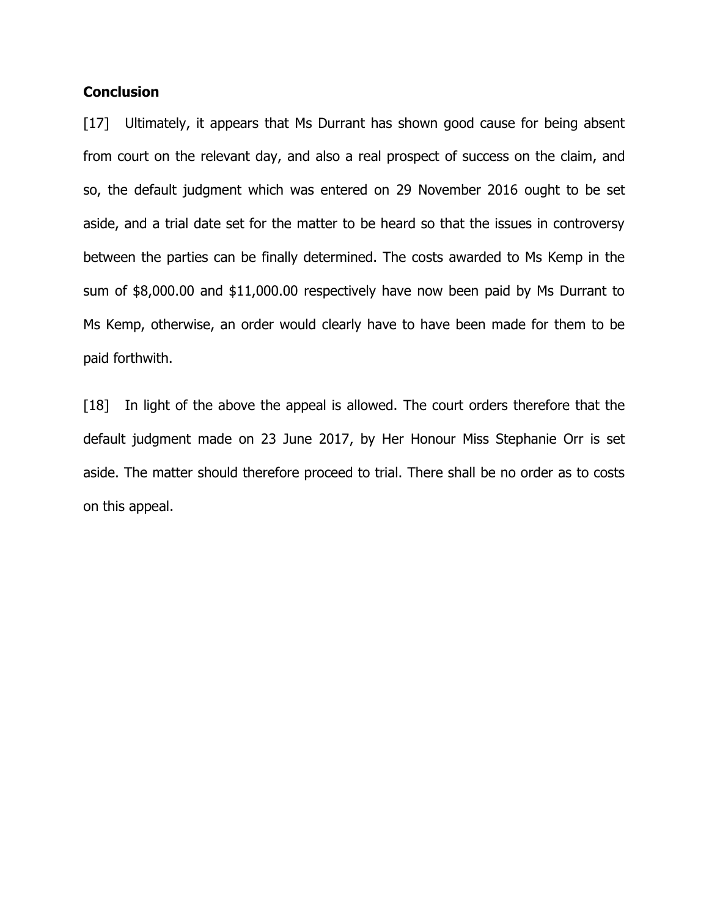**Conclusion**

[17] Ultimately, it appears that Ms Durrant has shown good cause for being absent from court on the relevant day, and also a real prospect of success on the claim, and so, the default judgment which was entered on 29 November 2016 ought to be set aside, and a trial date set for the matter to be heard so that the issues in controversy between the parties can be finally determined. The costs awarded to Ms Kemp in the sum of $8,000.00 and $11,000.00 respectively have now been paid by Ms Durrant to Ms Kemp, otherwise, an order would clearly have to have been made for them to be paid forthwith.

[18] In light of the above the appeal is allowed. The court orders therefore that the default judgment made on 23 June 2017, by Her Honour Miss Stephanie Orr is set aside. The matter should therefore proceed to trial. There shall be no order as to costs on this appeal.